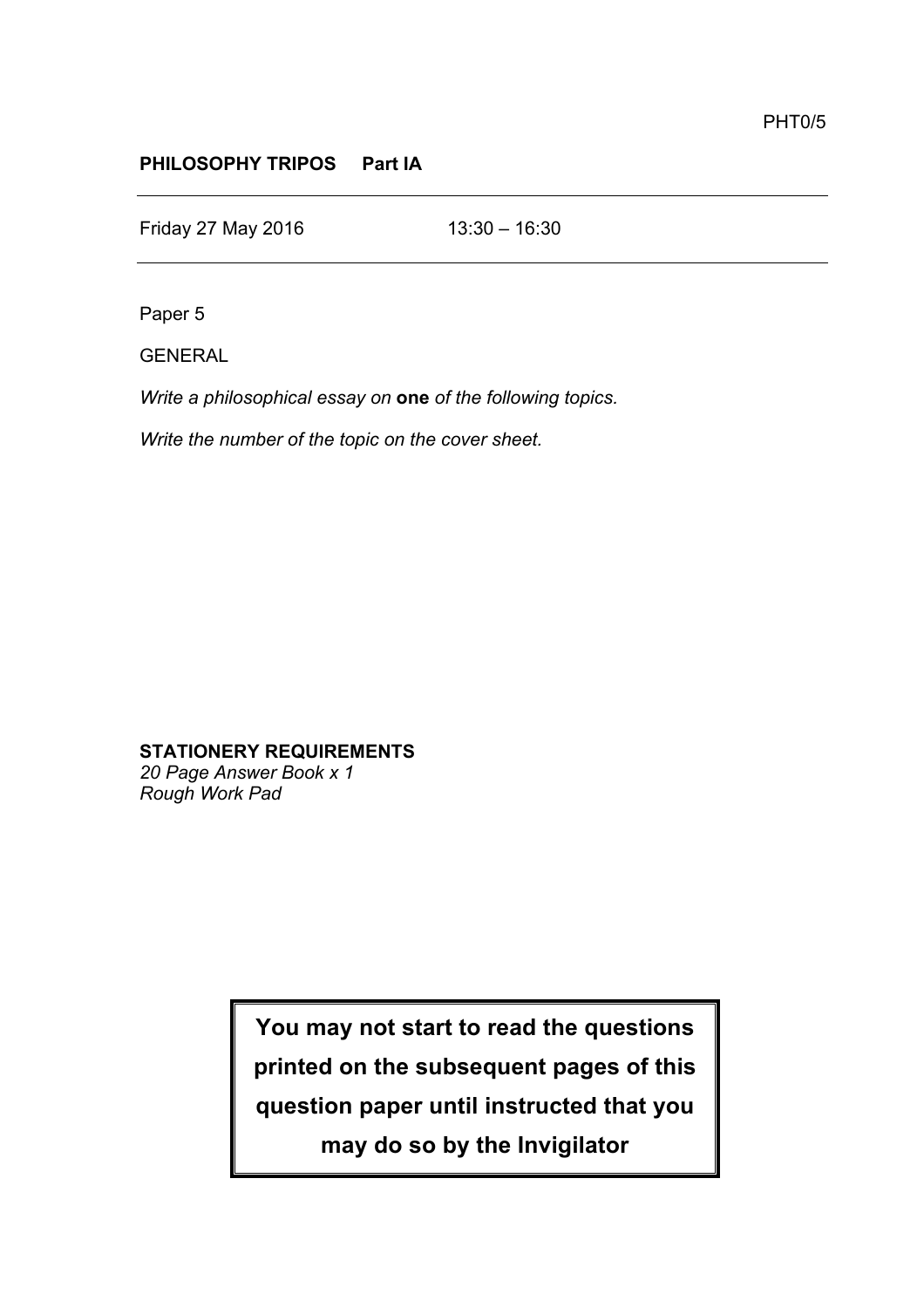PHT0/5

**PHILOSOPHY TRIPOS Part IA**

Friday 27 May 2016 13:30 – 16:30

Paper 5

GENERAL

*Write a philosophical essay on* **one** *of the following topics.*

*Write the number of the topic on the cover sheet.*

**STATIONERY REQUIREMENTS**
*20 Page Answer Book x 1*
*Rough Work Pad*

**You may not start to read the questions printed on the subsequent pages of this question paper until instructed that you may do so by the Invigilator**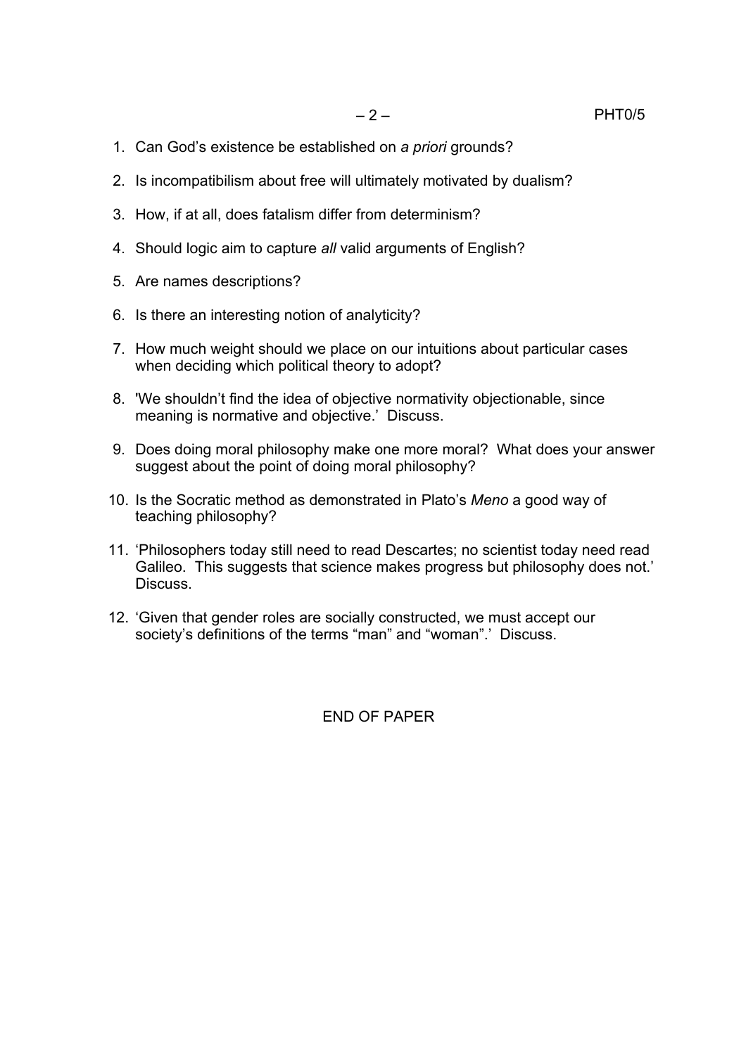1. Can God's existence be established on *a priori* grounds?

2. Is incompatibilism about free will ultimately motivated by dualism?

3. How, if at all, does fatalism differ from determinism?

4. Should logic aim to capture *all* valid arguments of English?

5. Are names descriptions?

6. Is there an interesting notion of analyticity?

7. How much weight should we place on our intuitions about particular cases when deciding which political theory to adopt?

8. 'We shouldn't find the idea of objective normativity objectionable, since meaning is normative and objective.' Discuss.

9. Does doing moral philosophy make one more moral? What does your answer suggest about the point of doing moral philosophy?

10. Is the Socratic method as demonstrated in Plato's *Meno* a good way of teaching philosophy?

11. 'Philosophers today still need to read Descartes; no scientist today need read Galileo. This suggests that science makes progress but philosophy does not.' Discuss.

12. 'Given that gender roles are socially constructed, we must accept our society's definitions of the terms "man" and "woman".' Discuss.

END OF PAPER